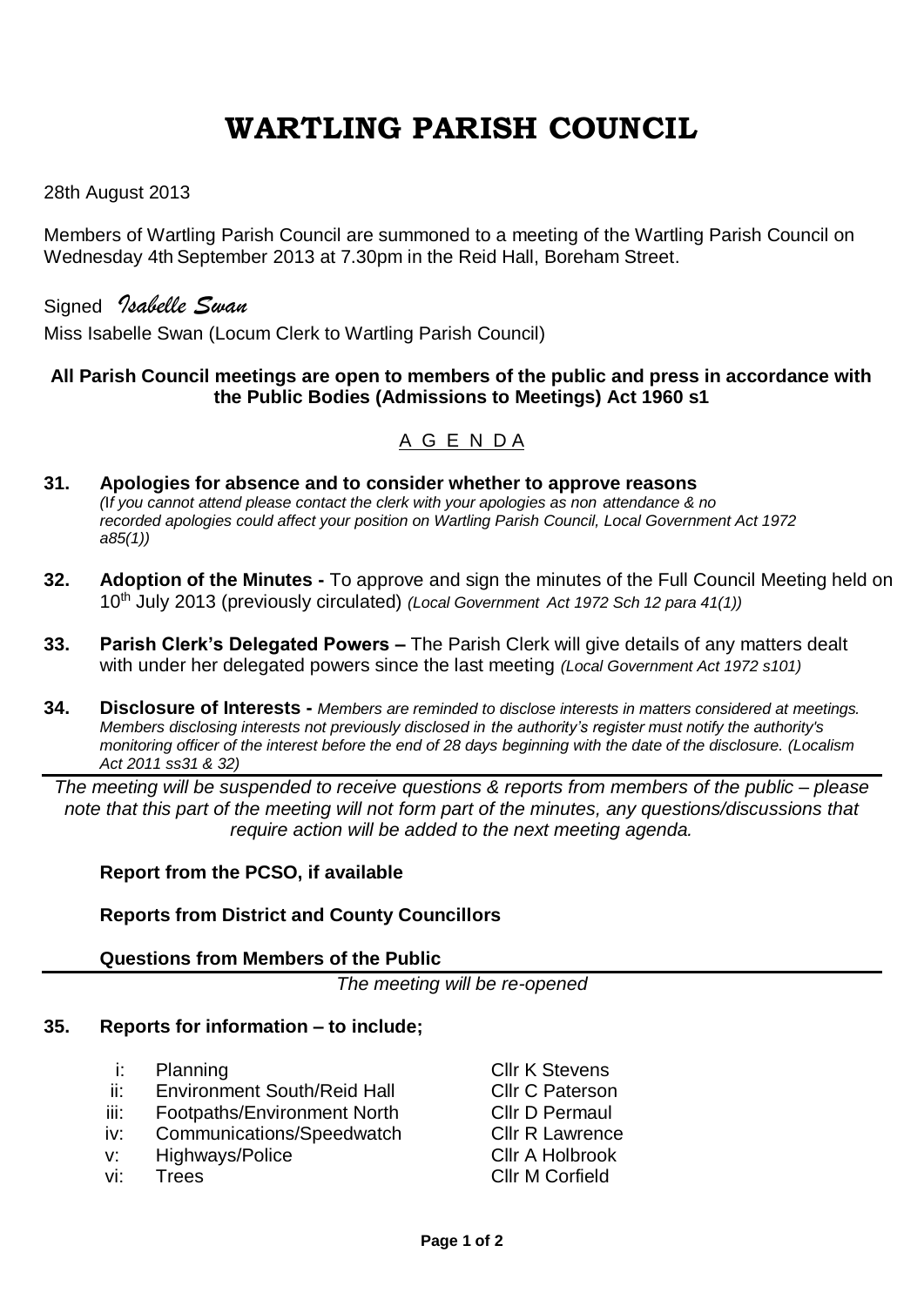# WARTLING PARISH COUNCIL

28th August 2013

Members of Wartling Parish Council are summoned to a meeting of the Wartling Parish Council on Wednesday 4th September 2013 at 7.30pm in the Reid Hall, Boreham Street.

Signed *Isabelle Swan*

Miss Isabelle Swan (Locum Clerk to Wartling Parish Council)

**All Parish Council meetings are open to members of the public and press in accordance with the Public Bodies (Admissions to Meetings) Act 1960 s1**

## A G E N D A

**31. Apologies for absence and to consider whether to approve reasons**
*(If you cannot attend please contact the clerk with your apologies as non attendance & no recorded apologies could affect your position on Wartling Parish Council, Local Government Act 1972 a85(1))*

**32. Adoption of the Minutes -** To approve and sign the minutes of the Full Council Meeting held on 10th July 2013 (previously circulated) *(Local Government Act 1972 Sch 12 para 41(1))*

**33. Parish Clerk's Delegated Powers –** The Parish Clerk will give details of any matters dealt with under her delegated powers since the last meeting *(Local Government Act 1972 s101)*

**34. Disclosure of Interests -** *Members are reminded to disclose interests in matters considered at meetings. Members disclosing interests not previously disclosed in the authority's register must notify the authority's monitoring officer of the interest before the end of 28 days beginning with the date of the disclosure. (Localism Act 2011 ss31 & 32)*

---

*The meeting will be suspended to receive questions & reports from members of the public – please note that this part of the meeting will not form part of the minutes, any questions/discussions that require action will be added to the next meeting agenda.*

**Report from the PCSO, if available**

**Reports from District and County Councillors**

**Questions from Members of the Public**

---

*The meeting will be re-opened*

**35. Reports for information – to include;**

| | | |
|---|---|---|
| i: | Planning | Cllr K Stevens |
| ii: | Environment South/Reid Hall | Cllr C Paterson |
| iii: | Footpaths/Environment North | Cllr D Permaul |
| iv: | Communications/Speedwatch | Cllr R Lawrence |
| v: | Highways/Police | Cllr A Holbrook |
| vi: | Trees | Cllr M Corfield |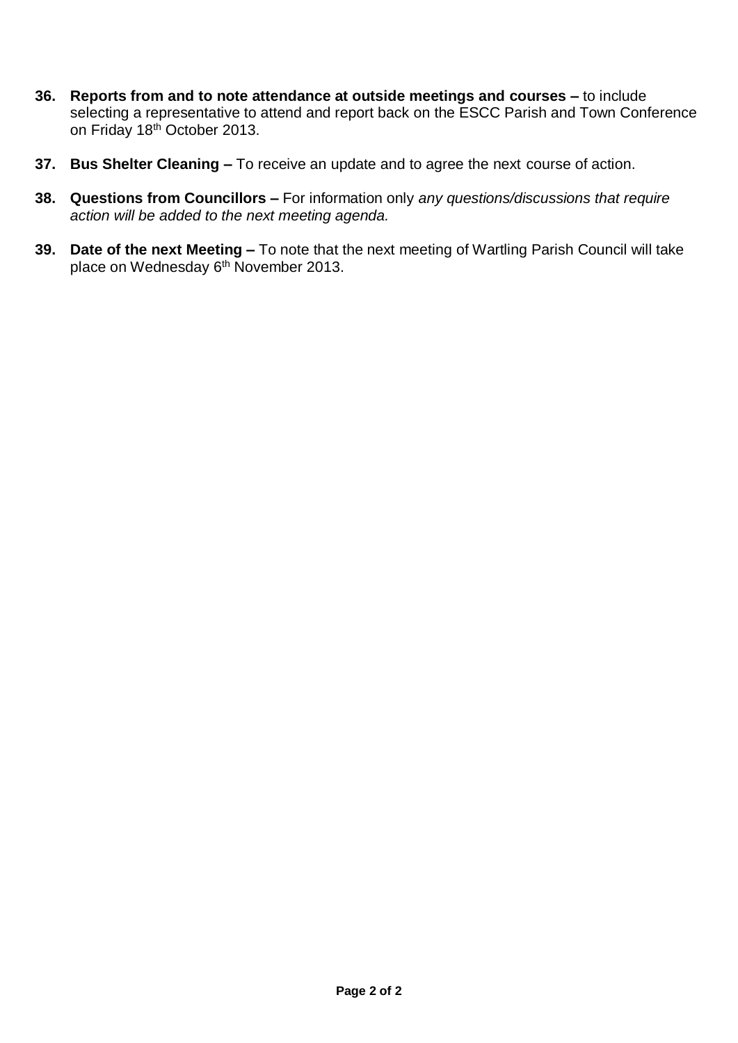**36. Reports from and to note attendance at outside meetings and courses –** to include selecting a representative to attend and report back on the ESCC Parish and Town Conference on Friday 18th October 2013.

**37. Bus Shelter Cleaning –** To receive an update and to agree the next course of action.

**38. Questions from Councillors –** For information only *any questions/discussions that require action will be added to the next meeting agenda.*

**39. Date of the next Meeting –** To note that the next meeting of Wartling Parish Council will take place on Wednesday 6th November 2013.